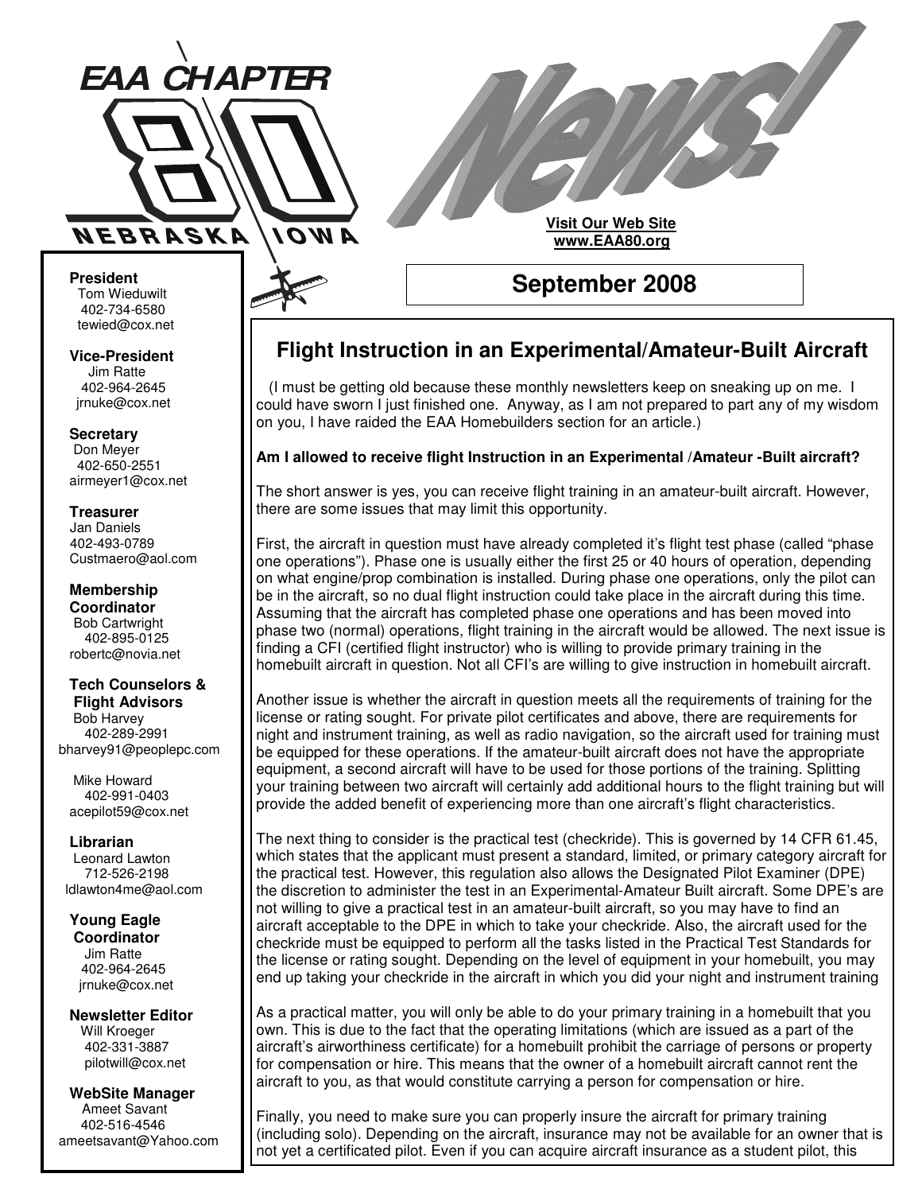# EAA CHAPTER 80

NEBRASKA IOWA

# News!

**Visit Our Web Site**
**www.EAA80.org**

## September 2008

**President**
Tom Wieduwilt
402-734-6580
tewied@cox.net

**Vice-President**
Jim Ratte
402-964-2645
jrnuke@cox.net

**Secretary**
Don Meyer
402-650-2551
airmeyer1@cox.net

**Treasurer**
Jan Daniels
402-493-0789
Custmaero@aol.com

**Membership Coordinator**
Bob Cartwright
402-895-0125
robertc@novia.net

**Tech Counselors & Flight Advisors**
Bob Harvey
402-289-2991
bharvey91@peoplepc.com

Mike Howard
402-991-0403
acepilot59@cox.net

**Librarian**
Leonard Lawton
712-526-2198
ldlawton4me@aol.com

**Young Eagle Coordinator**
Jim Ratte
402-964-2645
jrnuke@cox.net

**Newsletter Editor**
Will Kroeger
402-331-3887
pilotwill@cox.net

**WebSite Manager**
Ameet Savant
402-516-4546
ameetsavant@Yahoo.com

## Flight Instruction in an Experimental/Amateur-Built Aircraft

(I must be getting old because these monthly newsletters keep on sneaking up on me. I could have sworn I just finished one. Anyway, as I am not prepared to part any of my wisdom on you, I have raided the EAA Homebuilders section for an article.)

**Am I allowed to receive flight Instruction in an Experimental /Amateur -Built aircraft?**

The short answer is yes, you can receive flight training in an amateur-built aircraft. However, there are some issues that may limit this opportunity.

First, the aircraft in question must have already completed it's flight test phase (called "phase one operations"). Phase one is usually either the first 25 or 40 hours of operation, depending on what engine/prop combination is installed. During phase one operations, only the pilot can be in the aircraft, so no dual flight instruction could take place in the aircraft during this time. Assuming that the aircraft has completed phase one operations and has been moved into phase two (normal) operations, flight training in the aircraft would be allowed. The next issue is finding a CFI (certified flight instructor) who is willing to provide primary training in the homebuilt aircraft in question. Not all CFI's are willing to give instruction in homebuilt aircraft.

Another issue is whether the aircraft in question meets all the requirements of training for the license or rating sought. For private pilot certificates and above, there are requirements for night and instrument training, as well as radio navigation, so the aircraft used for training must be equipped for these operations. If the amateur-built aircraft does not have the appropriate equipment, a second aircraft will have to be used for those portions of the training. Splitting your training between two aircraft will certainly add additional hours to the flight training but will provide the added benefit of experiencing more than one aircraft's flight characteristics.

The next thing to consider is the practical test (checkride). This is governed by 14 CFR 61.45, which states that the applicant must present a standard, limited, or primary category aircraft for the practical test. However, this regulation also allows the Designated Pilot Examiner (DPE) the discretion to administer the test in an Experimental-Amateur Built aircraft. Some DPE's are not willing to give a practical test in an amateur-built aircraft, so you may have to find an aircraft acceptable to the DPE in which to take your checkride. Also, the aircraft used for the checkride must be equipped to perform all the tasks listed in the Practical Test Standards for the license or rating sought. Depending on the level of equipment in your homebuilt, you may end up taking your checkride in the aircraft in which you did your night and instrument training

As a practical matter, you will only be able to do your primary training in a homebuilt that you own. This is due to the fact that the operating limitations (which are issued as a part of the aircraft's airworthiness certificate) for a homebuilt prohibit the carriage of persons or property for compensation or hire. This means that the owner of a homebuilt aircraft cannot rent the aircraft to you, as that would constitute carrying a person for compensation or hire.

Finally, you need to make sure you can properly insure the aircraft for primary training (including solo). Depending on the aircraft, insurance may not be available for an owner that is not yet a certificated pilot. Even if you can acquire aircraft insurance as a student pilot, this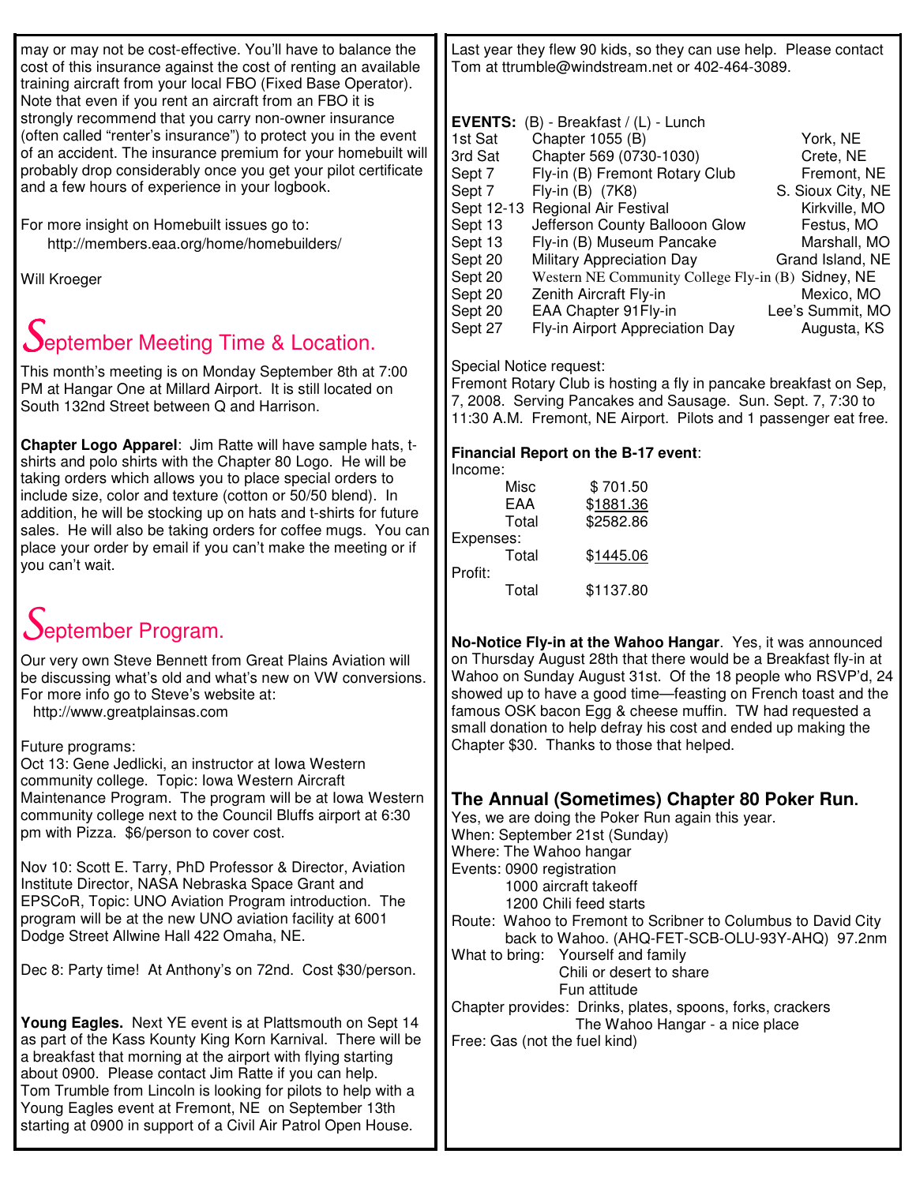may or may not be cost-effective. You'll have to balance the cost of this insurance against the cost of renting an available training aircraft from your local FBO (Fixed Base Operator). Note that even if you rent an aircraft from an FBO it is strongly recommend that you carry non-owner insurance (often called "renter's insurance") to protect you in the event of an accident. The insurance premium for your homebuilt will probably drop considerably once you get your pilot certificate and a few hours of experience in your logbook.

For more insight on Homebuilt issues go to:
http://members.eaa.org/home/homebuilders/

Will Kroeger

## September Meeting Time & Location.

This month's meeting is on Monday September 8th at 7:00 PM at Hangar One at Millard Airport. It is still located on South 132nd Street between Q and Harrison.

**Chapter Logo Apparel**: Jim Ratte will have sample hats, t-shirts and polo shirts with the Chapter 80 Logo. He will be taking orders which allows you to place special orders to include size, color and texture (cotton or 50/50 blend). In addition, he will be stocking up on hats and t-shirts for future sales. He will also be taking orders for coffee mugs. You can place your order by email if you can't make the meeting or if you can't wait.

## September Program.

Our very own Steve Bennett from Great Plains Aviation will be discussing what's old and what's new on VW conversions. For more info go to Steve's website at:
http://www.greatplainsas.com

Future programs:
Oct 13: Gene Jedlicki, an instructor at Iowa Western community college. Topic: Iowa Western Aircraft Maintenance Program. The program will be at Iowa Western community college next to the Council Bluffs airport at 6:30 pm with Pizza. $6/person to cover cost.

Nov 10: Scott E. Tarry, PhD Professor & Director, Aviation Institute Director, NASA Nebraska Space Grant and EPSCoR, Topic: UNO Aviation Program introduction. The program will be at the new UNO aviation facility at 6001 Dodge Street Allwine Hall 422 Omaha, NE.

Dec 8: Party time! At Anthony's on 72nd. Cost $30/person.

**Young Eagles.** Next YE event is at Plattsmouth on Sept 14 as part of the Kass Kounty King Korn Karnival. There will be a breakfast that morning at the airport with flying starting about 0900. Please contact Jim Ratte if you can help.
Tom Trumble from Lincoln is looking for pilots to help with a Young Eagles event at Fremont, NE on September 13th starting at 0900 in support of a Civil Air Patrol Open House. Last year they flew 90 kids, so they can use help. Please contact Tom at ttrumble@windstream.net or 402-464-3089.

**EVENTS:** (B) - Breakfast / (L) - Lunch

| Date | Event | Location |
|---|---|---|
| 1st Sat | Chapter 1055 (B) | York, NE |
| 3rd Sat | Chapter 569 (0730-1030) | Crete, NE |
| Sept 7 | Fly-in (B) Fremont Rotary Club | Fremont, NE |
| Sept 7 | Fly-in (B) (7K8) | S. Sioux City, NE |
| Sept 12-13 | Regional Air Festival | Kirkville, MO |
| Sept 13 | Jefferson County Ballooon Glow | Festus, MO |
| Sept 13 | Fly-in (B) Museum Pancake | Marshall, MO |
| Sept 20 | Military Appreciation Day | Grand Island, NE |
| Sept 20 | Western NE Community College Fly-in (B) | Sidney, NE |
| Sept 20 | Zenith Aircraft Fly-in | Mexico, MO |
| Sept 20 | EAA Chapter 91Fly-in | Lee's Summit, MO |
| Sept 27 | Fly-in Airport Appreciation Day | Augusta, KS |

Special Notice request:
Fremont Rotary Club is hosting a fly in pancake breakfast on Sep, 7, 2008. Serving Pancakes and Sausage. Sun. Sept. 7, 7:30 to 11:30 A.M. Fremont, NE Airport. Pilots and 1 passenger eat free.

**Financial Report on the B-17 event**:

Income:
- Misc $ 701.50
- EAA $1881.36
- Total $2582.86

Expenses:
- Total $1445.06

Profit:
- Total $1137.80

**No-Notice Fly-in at the Wahoo Hangar**. Yes, it was announced on Thursday August 28th that there would be a Breakfast fly-in at Wahoo on Sunday August 31st. Of the 18 people who RSVP'd, 24 showed up to have a good time—feasting on French toast and the famous OSK bacon Egg & cheese muffin. TW had requested a small donation to help defray his cost and ended up making the Chapter $30. Thanks to those that helped.

## The Annual (Sometimes) Chapter 80 Poker Run.

Yes, we are doing the Poker Run again this year.
When: September 21st (Sunday)
Where: The Wahoo hangar
Events: 0900 registration
  1000 aircraft takeoff
  1200 Chili feed starts
Route: Wahoo to Fremont to Scribner to Columbus to David City back to Wahoo. (AHQ-FET-SCB-OLU-93Y-AHQ) 97.2nm
What to bring: Yourself and family
  Chili or desert to share
  Fun attitude
Chapter provides: Drinks, plates, spoons, forks, crackers
  The Wahoo Hangar - a nice place
Free: Gas (not the fuel kind)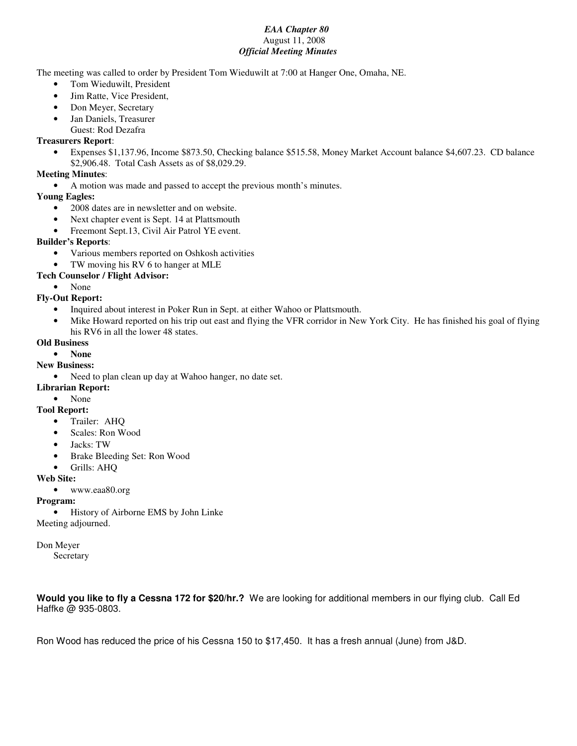*EAA Chapter 80*
August 11, 2008
***Official Meeting Minutes***

The meeting was called to order by President Tom Wieduwilt at 7:00 at Hanger One, Omaha, NE.

- Tom Wieduwilt, President
- Jim Ratte, Vice President,
- Don Meyer, Secretary
- Jan Daniels, Treasurer

Guest: Rod Dezafra

**Treasurers Report**:

- Expenses $1,137.96, Income $873.50, Checking balance $515.58, Money Market Account balance $4,607.23. CD balance $2,906.48. Total Cash Assets as of $8,029.29.

**Meeting Minutes**:

- A motion was made and passed to accept the previous month's minutes.

**Young Eagles:**

- 2008 dates are in newsletter and on website.
- Next chapter event is Sept. 14 at Plattsmouth
- Freemont Sept.13, Civil Air Patrol YE event.

**Builder's Reports**:

- Various members reported on Oshkosh activities
- TW moving his RV 6 to hanger at MLE

**Tech Counselor / Flight Advisor:**

- None

**Fly-Out Report:**

- Inquired about interest in Poker Run in Sept. at either Wahoo or Plattsmouth.
- Mike Howard reported on his trip out east and flying the VFR corridor in New York City. He has finished his goal of flying his RV6 in all the lower 48 states.

**Old Business**

- **None**

**New Business:**

- Need to plan clean up day at Wahoo hanger, no date set.

**Librarian Report:**

- None

**Tool Report:**

- Trailer: AHQ
- Scales: Ron Wood
- Jacks: TW
- Brake Bleeding Set: Ron Wood
- Grills: AHQ

**Web Site:**

- www.eaa80.org

**Program:**

- History of Airborne EMS by John Linke

Meeting adjourned.

Don Meyer
Secretary

**Would you like to fly a Cessna 172 for $20/hr.?** We are looking for additional members in our flying club. Call Ed Haffke @ 935-0803.

Ron Wood has reduced the price of his Cessna 150 to $17,450. It has a fresh annual (June) from J&D.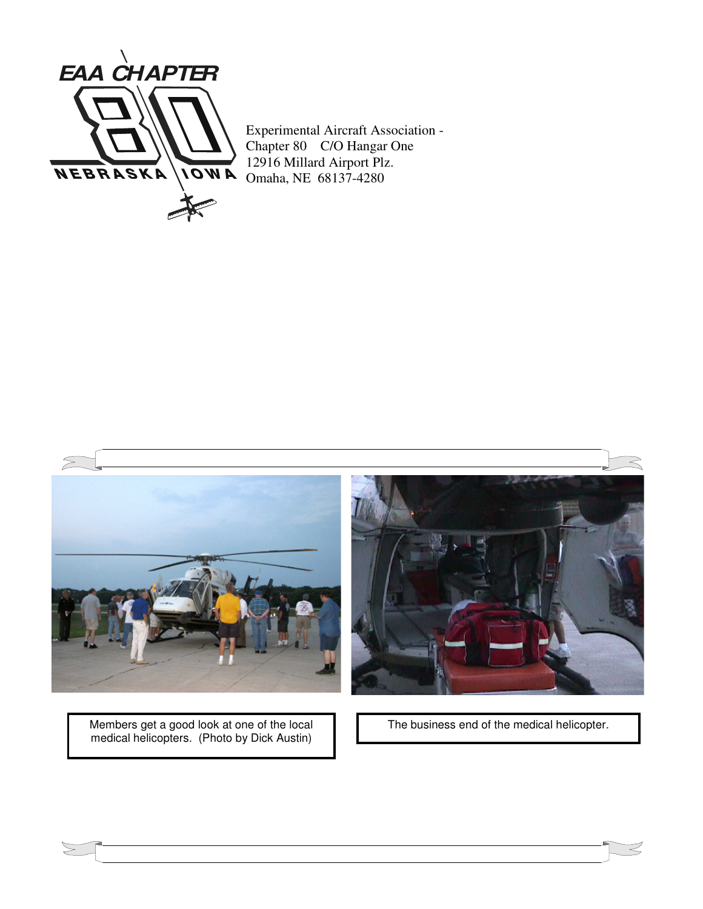EAA CHAPTER 80 NEBRASKA IOWA

Experimental Aircraft Association -
Chapter 80 C/O Hangar One
12916 Millard Airport Plz.
Omaha, NE 68137-4280

Members get a good look at one of the local medical helicopters. (Photo by Dick Austin)

The business end of the medical helicopter.